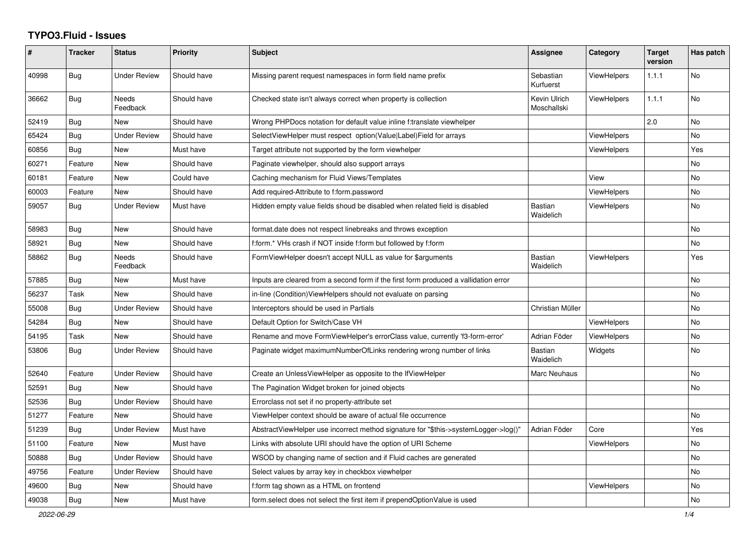# TYPO3.Fluid - Issues

| # | Tracker | Status | Priority | Subject | Assignee | Category | Target version | Has patch |
|---|---|---|---|---|---|---|---|---|
| 40998 | Bug | Under Review | Should have | Missing parent request namespaces in form field name prefix | Sebastian Kurfuerst | ViewHelpers | 1.1.1 | No |
| 36662 | Bug | Needs Feedback | Should have | Checked state isn't always correct when property is collection | Kevin Ulrich Moschallski | ViewHelpers | 1.1.1 | No |
| 52419 | Bug | New | Should have | Wrong PHPDocs notation for default value inline f:translate viewhelper | | | 2.0 | No |
| 65424 | Bug | Under Review | Should have | SelectViewHelper must respect option(Value\|Label)Field for arrays | | ViewHelpers | | No |
| 60856 | Bug | New | Must have | Target attribute not supported by the form viewhelper | | ViewHelpers | | Yes |
| 60271 | Feature | New | Should have | Paginate viewhelper, should also support arrays | | | | No |
| 60181 | Feature | New | Could have | Caching mechanism for Fluid Views/Templates | | View | | No |
| 60003 | Feature | New | Should have | Add required-Attribute to f:form.password | | ViewHelpers | | No |
| 59057 | Bug | Under Review | Must have | Hidden empty value fields shoud be disabled when related field is disabled | Bastian Waidelich | ViewHelpers | | No |
| 58983 | Bug | New | Should have | format.date does not respect linebreaks and throws exception | | | | No |
| 58921 | Bug | New | Should have | f:form.* VHs crash if NOT inside f:form but followed by f:form | | | | No |
| 58862 | Bug | Needs Feedback | Should have | FormViewHelper doesn't accept NULL as value for $arguments | Bastian Waidelich | ViewHelpers | | Yes |
| 57885 | Bug | New | Must have | Inputs are cleared from a second form if the first form produced a vallidation error | | | | No |
| 56237 | Task | New | Should have | in-line (Condition)ViewHelpers should not evaluate on parsing | | | | No |
| 55008 | Bug | Under Review | Should have | Interceptors should be used in Partials | Christian Müller | | | No |
| 54284 | Bug | New | Should have | Default Option for Switch/Case VH | | ViewHelpers | | No |
| 54195 | Task | New | Should have | Rename and move FormViewHelper's errorClass value, currently 'f3-form-error' | Adrian Föder | ViewHelpers | | No |
| 53806 | Bug | Under Review | Should have | Paginate widget maximumNumberOfLinks rendering wrong number of links | Bastian Waidelich | Widgets | | No |
| 52640 | Feature | Under Review | Should have | Create an UnlessViewHelper as opposite to the IfViewHelper | Marc Neuhaus | | | No |
| 52591 | Bug | New | Should have | The Pagination Widget broken for joined objects | | | | No |
| 52536 | Bug | Under Review | Should have | Errorclass not set if no property-attribute set | | | | |
| 51277 | Feature | New | Should have | ViewHelper context should be aware of actual file occurrence | | | | No |
| 51239 | Bug | Under Review | Must have | AbstractViewHelper use incorrect method signature for "$this->systemLogger->log()" | Adrian Föder | Core | | Yes |
| 51100 | Feature | New | Must have | Links with absolute URI should have the option of URI Scheme | | ViewHelpers | | No |
| 50888 | Bug | Under Review | Should have | WSOD by changing name of section and if Fluid caches are generated | | | | No |
| 49756 | Feature | Under Review | Should have | Select values by array key in checkbox viewhelper | | | | No |
| 49600 | Bug | New | Should have | f:form tag shown as a HTML on frontend | | ViewHelpers | | No |
| 49038 | Bug | New | Must have | form.select does not select the first item if prependOptionValue is used | | | | No |

2022-06-29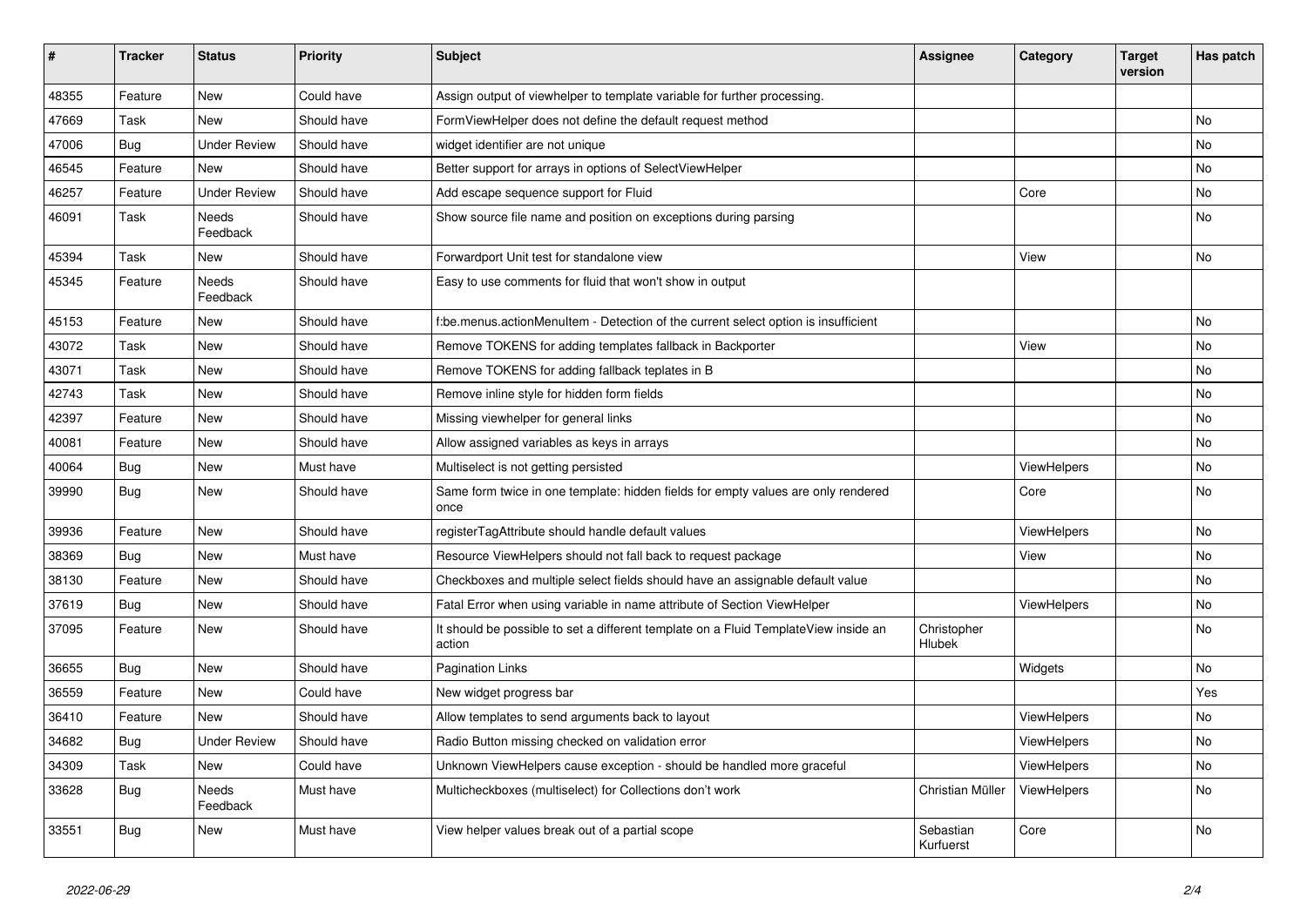| # | Tracker | Status | Priority | Subject | Assignee | Category | Target version | Has patch |
|---|---|---|---|---|---|---|---|---|
| 48355 | Feature | New | Could have | Assign output of viewhelper to template variable for further processing. | | | | |
| 47669 | Task | New | Should have | FormViewHelper does not define the default request method | | | | No |
| 47006 | Bug | Under Review | Should have | widget identifier are not unique | | | | No |
| 46545 | Feature | New | Should have | Better support for arrays in options of SelectViewHelper | | | | No |
| 46257 | Feature | Under Review | Should have | Add escape sequence support for Fluid | | Core | | No |
| 46091 | Task | Needs Feedback | Should have | Show source file name and position on exceptions during parsing | | | | No |
| 45394 | Task | New | Should have | Forwardport Unit test for standalone view | | View | | No |
| 45345 | Feature | Needs Feedback | Should have | Easy to use comments for fluid that won't show in output | | | | |
| 45153 | Feature | New | Should have | f:be.menus.actionMenuItem - Detection of the current select option is insufficient | | | | No |
| 43072 | Task | New | Should have | Remove TOKENS for adding templates fallback in Backporter | | View | | No |
| 43071 | Task | New | Should have | Remove TOKENS for adding fallback teplates in B | | | | No |
| 42743 | Task | New | Should have | Remove inline style for hidden form fields | | | | No |
| 42397 | Feature | New | Should have | Missing viewhelper for general links | | | | No |
| 40081 | Feature | New | Should have | Allow assigned variables as keys in arrays | | | | No |
| 40064 | Bug | New | Must have | Multiselect is not getting persisted | | ViewHelpers | | No |
| 39990 | Bug | New | Should have | Same form twice in one template: hidden fields for empty values are only rendered once | | Core | | No |
| 39936 | Feature | New | Should have | registerTagAttribute should handle default values | | ViewHelpers | | No |
| 38369 | Bug | New | Must have | Resource ViewHelpers should not fall back to request package | | View | | No |
| 38130 | Feature | New | Should have | Checkboxes and multiple select fields should have an assignable default value | | | | No |
| 37619 | Bug | New | Should have | Fatal Error when using variable in name attribute of Section ViewHelper | | ViewHelpers | | No |
| 37095 | Feature | New | Should have | It should be possible to set a different template on a Fluid TemplateView inside an action | Christopher Hlubek | | | No |
| 36655 | Bug | New | Should have | Pagination Links | | Widgets | | No |
| 36559 | Feature | New | Could have | New widget progress bar | | | | Yes |
| 36410 | Feature | New | Should have | Allow templates to send arguments back to layout | | ViewHelpers | | No |
| 34682 | Bug | Under Review | Should have | Radio Button missing checked on validation error | | ViewHelpers | | No |
| 34309 | Task | New | Could have | Unknown ViewHelpers cause exception - should be handled more graceful | | ViewHelpers | | No |
| 33628 | Bug | Needs Feedback | Must have | Multicheckboxes (multiselect) for Collections don't work | Christian Müller | ViewHelpers | | No |
| 33551 | Bug | New | Must have | View helper values break out of a partial scope | Sebastian Kurfuerst | Core | | No |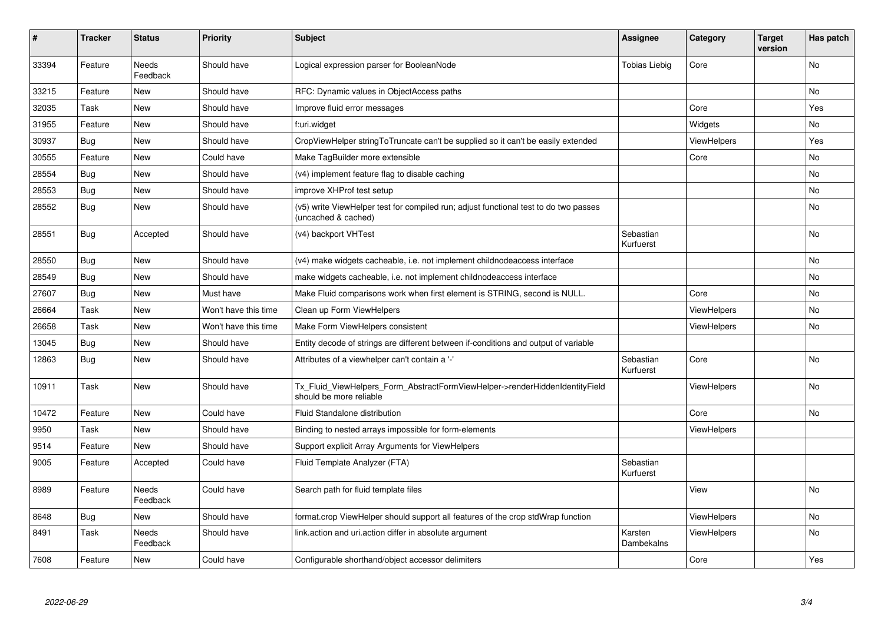| # | Tracker | Status | Priority | Subject | Assignee | Category | Target version | Has patch |
|---|---|---|---|---|---|---|---|---|
| 33394 | Feature | Needs Feedback | Should have | Logical expression parser for BooleanNode | Tobias Liebig | Core | | No |
| 33215 | Feature | New | Should have | RFC: Dynamic values in ObjectAccess paths | | | | No |
| 32035 | Task | New | Should have | Improve fluid error messages | | Core | | Yes |
| 31955 | Feature | New | Should have | f:uri.widget | | Widgets | | No |
| 30937 | Bug | New | Should have | CropViewHelper stringToTruncate can't be supplied so it can't be easily extended | | ViewHelpers | | Yes |
| 30555 | Feature | New | Could have | Make TagBuilder more extensible | | Core | | No |
| 28554 | Bug | New | Should have | (v4) implement feature flag to disable caching | | | | No |
| 28553 | Bug | New | Should have | improve XHProf test setup | | | | No |
| 28552 | Bug | New | Should have | (v5) write ViewHelper test for compiled run; adjust functional test to do two passes (uncached & cached) | | | | No |
| 28551 | Bug | Accepted | Should have | (v4) backport VHTest | Sebastian Kurfuerst | | | No |
| 28550 | Bug | New | Should have | (v4) make widgets cacheable, i.e. not implement childnodeaccess interface | | | | No |
| 28549 | Bug | New | Should have | make widgets cacheable, i.e. not implement childnodeaccess interface | | | | No |
| 27607 | Bug | New | Must have | Make Fluid comparisons work when first element is STRING, second is NULL. | | Core | | No |
| 26664 | Task | New | Won't have this time | Clean up Form ViewHelpers | | ViewHelpers | | No |
| 26658 | Task | New | Won't have this time | Make Form ViewHelpers consistent | | ViewHelpers | | No |
| 13045 | Bug | New | Should have | Entity decode of strings are different between if-conditions and output of variable | | | | |
| 12863 | Bug | New | Should have | Attributes of a viewhelper can't contain a '-' | Sebastian Kurfuerst | Core | | No |
| 10911 | Task | New | Should have | Tx_Fluid_ViewHelpers_Form_AbstractFormViewHelper->renderHiddenIdentityField should be more reliable | | ViewHelpers | | No |
| 10472 | Feature | New | Could have | Fluid Standalone distribution | | Core | | No |
| 9950 | Task | New | Should have | Binding to nested arrays impossible for form-elements | | ViewHelpers | | |
| 9514 | Feature | New | Should have | Support explicit Array Arguments for ViewHelpers | | | | |
| 9005 | Feature | Accepted | Could have | Fluid Template Analyzer (FTA) | Sebastian Kurfuerst | | | |
| 8989 | Feature | Needs Feedback | Could have | Search path for fluid template files | | View | | No |
| 8648 | Bug | New | Should have | format.crop ViewHelper should support all features of the crop stdWrap function | | ViewHelpers | | No |
| 8491 | Task | Needs Feedback | Should have | link.action and uri.action differ in absolute argument | Karsten Dambekalns | ViewHelpers | | No |
| 7608 | Feature | New | Could have | Configurable shorthand/object accessor delimiters | | Core | | Yes |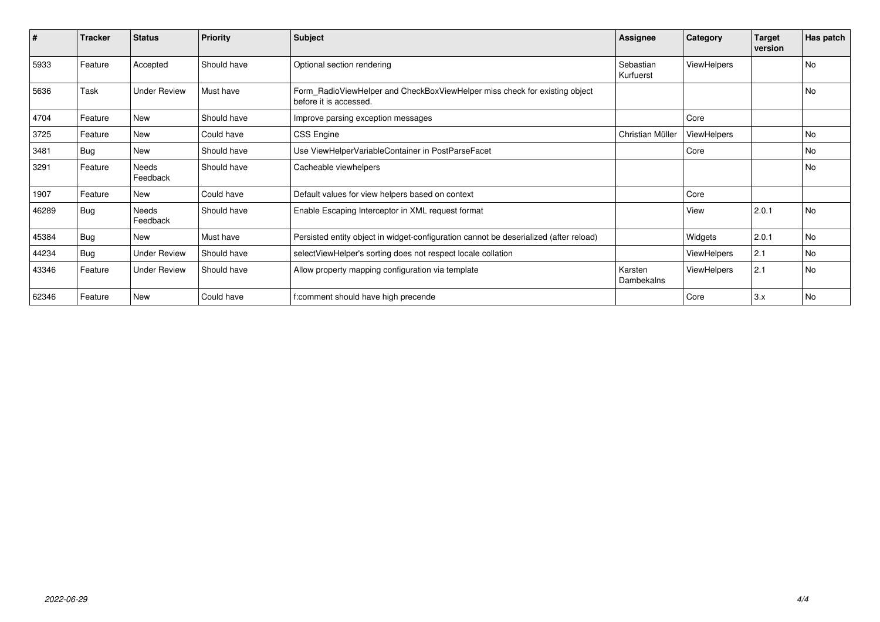| # | Tracker | Status | Priority | Subject | Assignee | Category | Target version | Has patch |
|---|---|---|---|---|---|---|---|---|
| 5933 | Feature | Accepted | Should have | Optional section rendering | Sebastian Kurfuerst | ViewHelpers | | No |
| 5636 | Task | Under Review | Must have | Form_RadioViewHelper and CheckBoxViewHelper miss check for existing object before it is accessed. | | | | No |
| 4704 | Feature | New | Should have | Improve parsing exception messages | | Core | | |
| 3725 | Feature | New | Could have | CSS Engine | Christian Müller | ViewHelpers | | No |
| 3481 | Bug | New | Should have | Use ViewHelperVariableContainer in PostParseFacet | | Core | | No |
| 3291 | Feature | Needs Feedback | Should have | Cacheable viewhelpers | | | | No |
| 1907 | Feature | New | Could have | Default values for view helpers based on context | | Core | | |
| 46289 | Bug | Needs Feedback | Should have | Enable Escaping Interceptor in XML request format | | View | 2.0.1 | No |
| 45384 | Bug | New | Must have | Persisted entity object in widget-configuration cannot be deserialized (after reload) | | Widgets | 2.0.1 | No |
| 44234 | Bug | Under Review | Should have | selectViewHelper's sorting does not respect locale collation | | ViewHelpers | 2.1 | No |
| 43346 | Feature | Under Review | Should have | Allow property mapping configuration via template | Karsten Dambekalns | ViewHelpers | 2.1 | No |
| 62346 | Feature | New | Could have | f:comment should have high precende | | Core | 3.x | No |